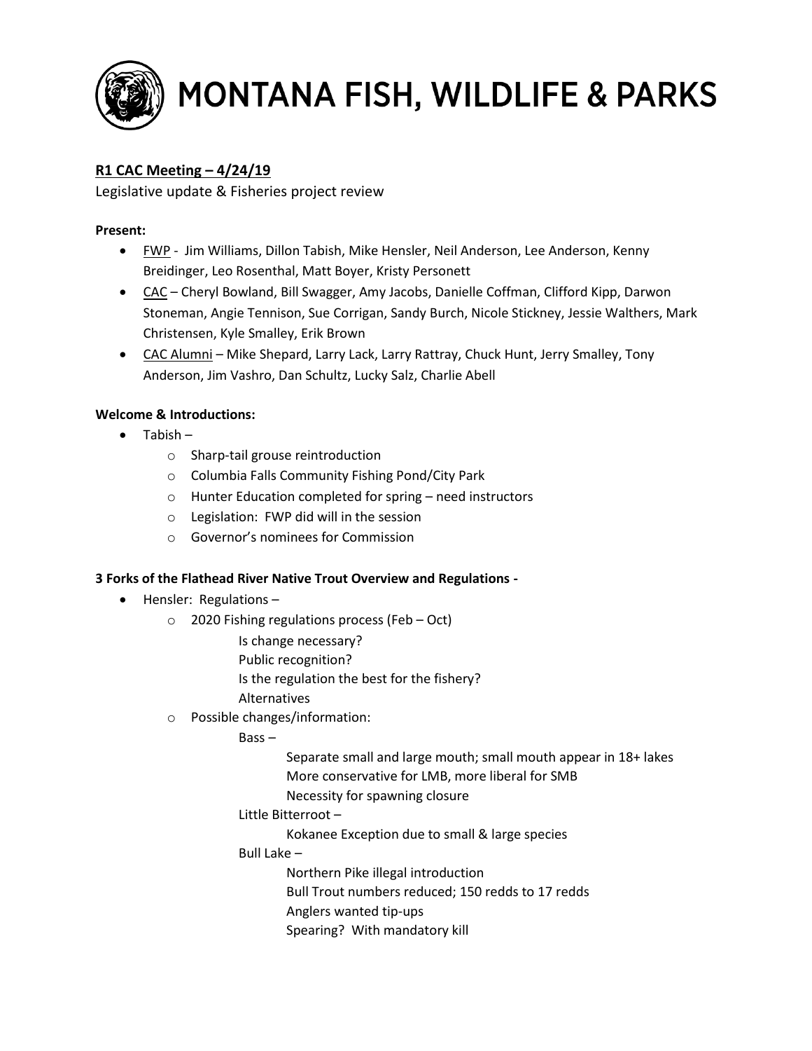# MONTANA FISH, WILDLIFE & PARKS

**R1 CAC Meeting – 4/24/19**

Legislative update & Fisheries project review

**Present:**

- FWP - Jim Williams, Dillon Tabish, Mike Hensler, Neil Anderson, Lee Anderson, Kenny Breidinger, Leo Rosenthal, Matt Boyer, Kristy Personett
- CAC – Cheryl Bowland, Bill Swagger, Amy Jacobs, Danielle Coffman, Clifford Kipp, Darwon Stoneman, Angie Tennison, Sue Corrigan, Sandy Burch, Nicole Stickney, Jessie Walthers, Mark Christensen, Kyle Smalley, Erik Brown
- CAC Alumni – Mike Shepard, Larry Lack, Larry Rattray, Chuck Hunt, Jerry Smalley, Tony Anderson, Jim Vashro, Dan Schultz, Lucky Salz, Charlie Abell

**Welcome & Introductions:**

- Tabish –
  - Sharp-tail grouse reintroduction
  - Columbia Falls Community Fishing Pond/City Park
  - Hunter Education completed for spring – need instructors
  - Legislation: FWP did will in the session
  - Governor's nominees for Commission

**3 Forks of the Flathead River Native Trout Overview and Regulations -**

- Hensler: Regulations –
  - 2020 Fishing regulations process (Feb – Oct)
    - Is change necessary?
    - Public recognition?
    - Is the regulation the best for the fishery?
    - Alternatives
  - Possible changes/information:
    - Bass –
      - Separate small and large mouth; small mouth appear in 18+ lakes
      - More conservative for LMB, more liberal for SMB
      - Necessity for spawning closure
    - Little Bitterroot –
      - Kokanee Exception due to small & large species
    - Bull Lake –
      - Northern Pike illegal introduction
      - Bull Trout numbers reduced; 150 redds to 17 redds
      - Anglers wanted tip-ups
      - Spearing? With mandatory kill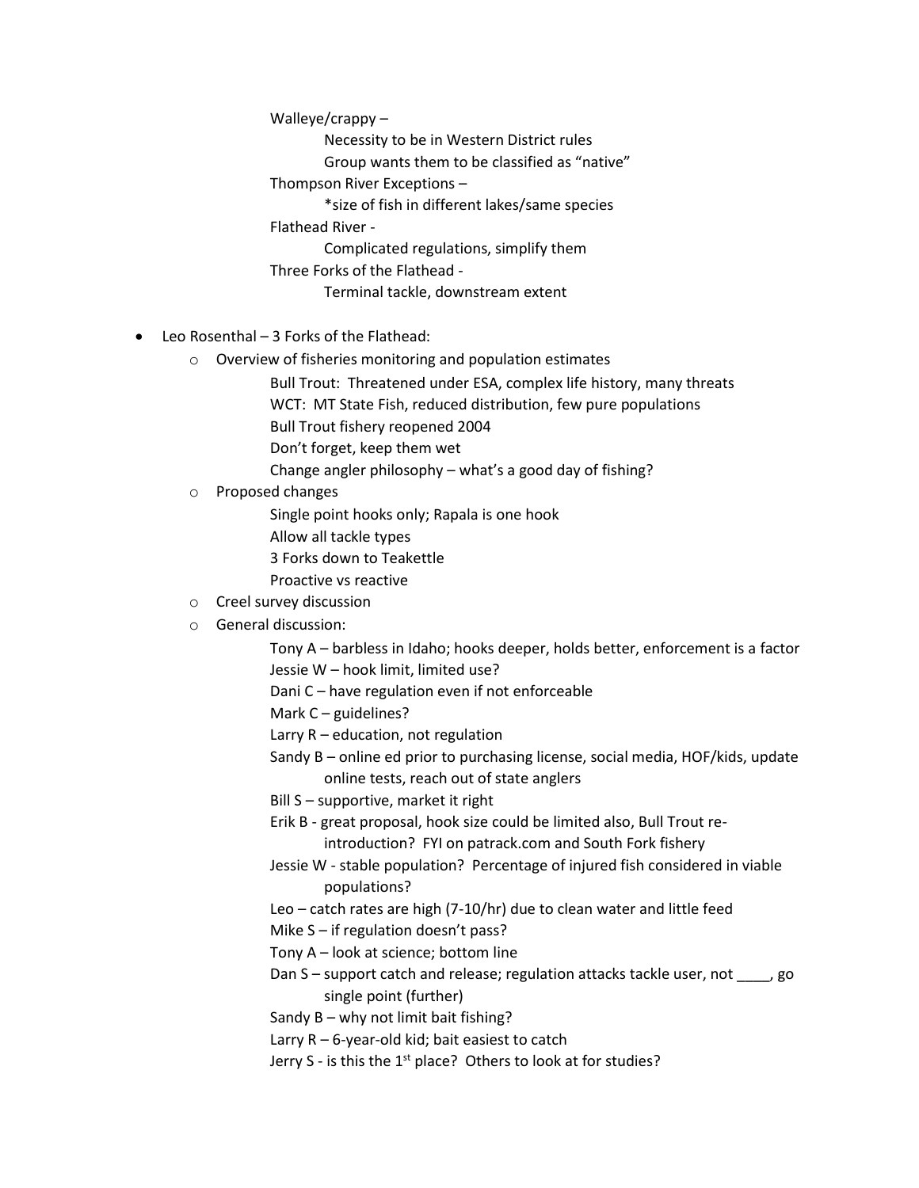Walleye/crappy –

  Necessity to be in Western District rules

  Group wants them to be classified as "native"

Thompson River Exceptions –

  *size of fish in different lakes/same species

Flathead River -

  Complicated regulations, simplify them

Three Forks of the Flathead -

  Terminal tackle, downstream extent

- Leo Rosenthal – 3 Forks of the Flathead:
  - Overview of fisheries monitoring and population estimates
    - Bull Trout: Threatened under ESA, complex life history, many threats
    - WCT: MT State Fish, reduced distribution, few pure populations
    - Bull Trout fishery reopened 2004
    - Don't forget, keep them wet
    - Change angler philosophy – what's a good day of fishing?
  - Proposed changes
    - Single point hooks only; Rapala is one hook
    - Allow all tackle types
    - 3 Forks down to Teakettle
    - Proactive vs reactive
  - Creel survey discussion
  - General discussion:
    - Tony A – barbless in Idaho; hooks deeper, holds better, enforcement is a factor
    - Jessie W – hook limit, limited use?
    - Dani C – have regulation even if not enforceable
    - Mark C – guidelines?
    - Larry R – education, not regulation
    - Sandy B – online ed prior to purchasing license, social media, HOF/kids, update online tests, reach out of state anglers
    - Bill S – supportive, market it right
    - Erik B - great proposal, hook size could be limited also, Bull Trout re-introduction? FYI on patrack.com and South Fork fishery
    - Jessie W - stable population? Percentage of injured fish considered in viable populations?
    - Leo – catch rates are high (7-10/hr) due to clean water and little feed
    - Mike S – if regulation doesn't pass?
    - Tony A – look at science; bottom line
    - Dan S – support catch and release; regulation attacks tackle user, not ____, go single point (further)
    - Sandy B – why not limit bait fishing?
    - Larry R – 6-year-old kid; bait easiest to catch
    - Jerry S - is this the 1st place? Others to look at for studies?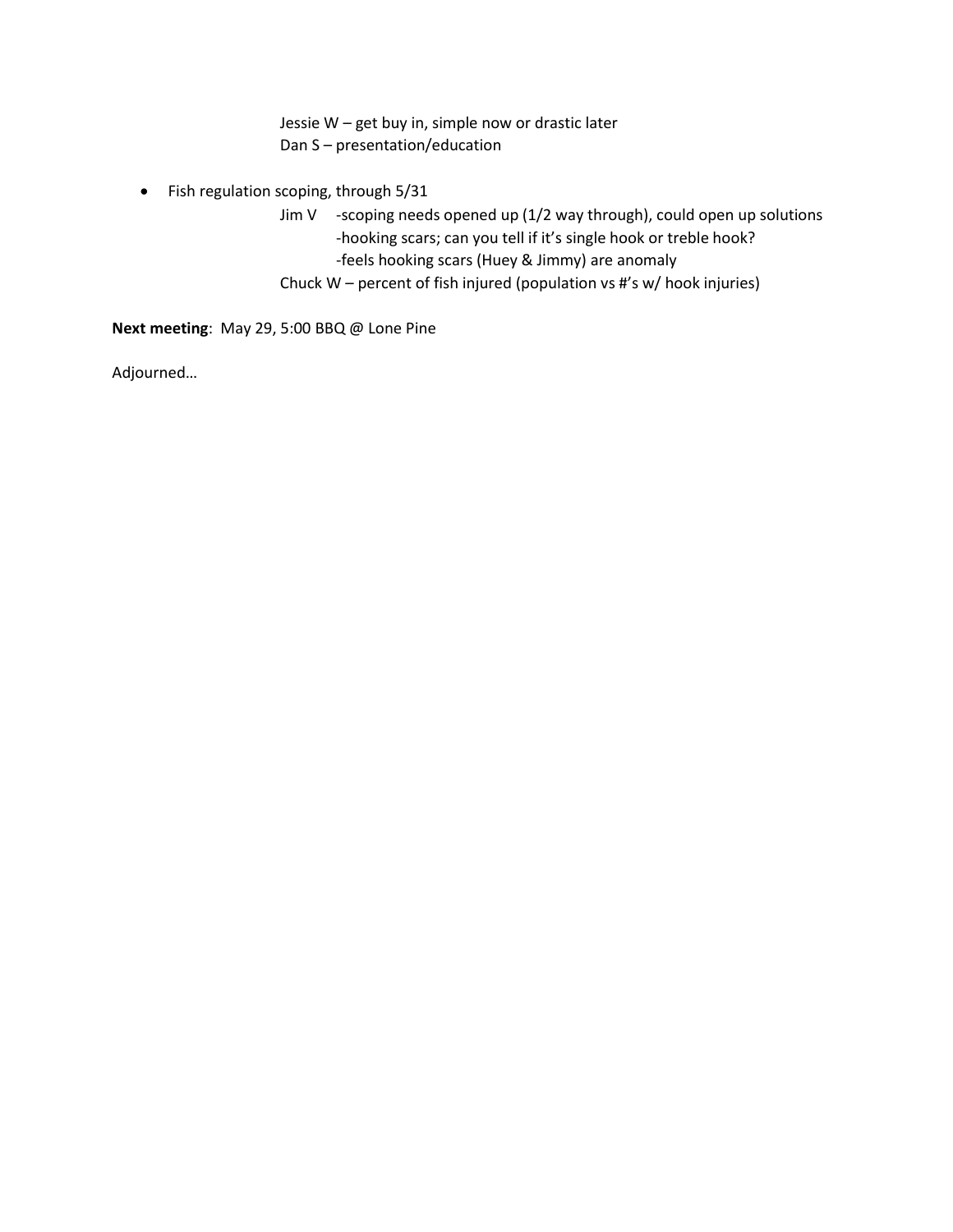Jessie W – get buy in, simple now or drastic later
Dan S – presentation/education

- Fish regulation scoping, through 5/31

  Jim V -scoping needs opened up (1/2 way through), could open up solutions
  -hooking scars; can you tell if it's single hook or treble hook?
  -feels hooking scars (Huey & Jimmy) are anomaly

  Chuck W – percent of fish injured (population vs #'s w/ hook injuries)

**Next meeting**: May 29, 5:00 BBQ @ Lone Pine

Adjourned…